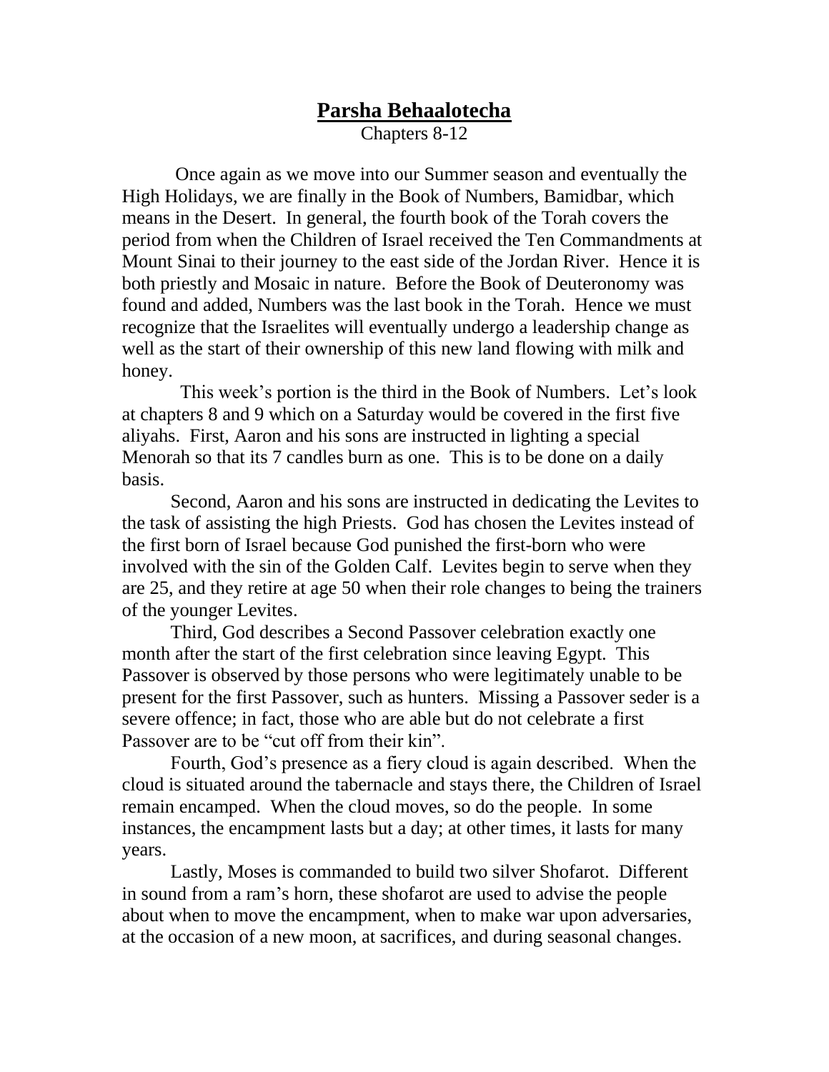# **Parsha Behaalotecha**

Chapters 8-12

Once again as we move into our Summer season and eventually the High Holidays, we are finally in the Book of Numbers, Bamidbar, which means in the Desert. In general, the fourth book of the Torah covers the period from when the Children of Israel received the Ten Commandments at Mount Sinai to their journey to the east side of the Jordan River. Hence it is both priestly and Mosaic in nature. Before the Book of Deuteronomy was found and added, Numbers was the last book in the Torah. Hence we must recognize that the Israelites will eventually undergo a leadership change as well as the start of their ownership of this new land flowing with milk and honey.

This week's portion is the third in the Book of Numbers. Let's look at chapters 8 and 9 which on a Saturday would be covered in the first five aliyahs. First, Aaron and his sons are instructed in lighting a special Menorah so that its 7 candles burn as one. This is to be done on a daily basis.

Second, Aaron and his sons are instructed in dedicating the Levites to the task of assisting the high Priests. God has chosen the Levites instead of the first born of Israel because God punished the first-born who were involved with the sin of the Golden Calf. Levites begin to serve when they are 25, and they retire at age 50 when their role changes to being the trainers of the younger Levites.

Third, God describes a Second Passover celebration exactly one month after the start of the first celebration since leaving Egypt. This Passover is observed by those persons who were legitimately unable to be present for the first Passover, such as hunters. Missing a Passover seder is a severe offence; in fact, those who are able but do not celebrate a first Passover are to be "cut off from their kin".

Fourth, God's presence as a fiery cloud is again described. When the cloud is situated around the tabernacle and stays there, the Children of Israel remain encamped. When the cloud moves, so do the people. In some instances, the encampment lasts but a day; at other times, it lasts for many years.

Lastly, Moses is commanded to build two silver Shofarot. Different in sound from a ram's horn, these shofarot are used to advise the people about when to move the encampment, when to make war upon adversaries, at the occasion of a new moon, at sacrifices, and during seasonal changes.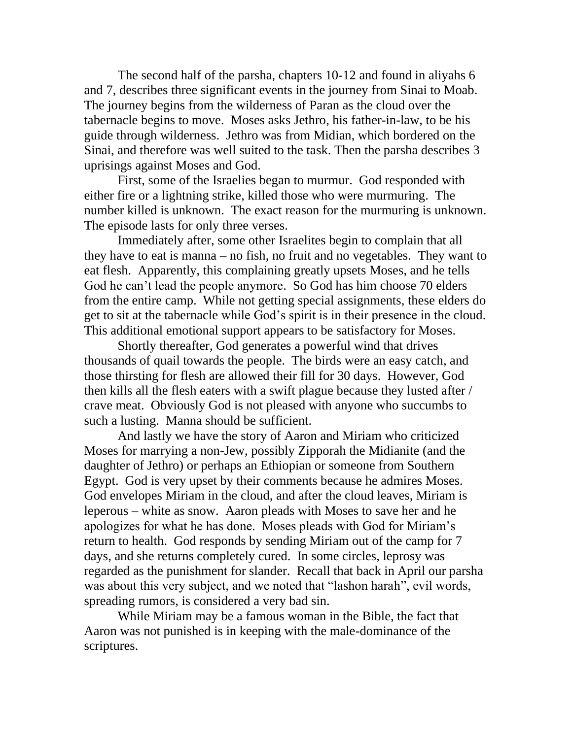The second half of the parsha, chapters 10-12 and found in aliyahs 6 and 7, describes three significant events in the journey from Sinai to Moab. The journey begins from the wilderness of Paran as the cloud over the tabernacle begins to move. Moses asks Jethro, his father-in-law, to be his guide through wilderness. Jethro was from Midian, which bordered on the Sinai, and therefore was well suited to the task. Then the parsha describes 3 uprisings against Moses and God.

First, some of the Israelies began to murmur. God responded with either fire or a lightning strike, killed those who were murmuring. The number killed is unknown. The exact reason for the murmuring is unknown. The episode lasts for only three verses.

Immediately after, some other Israelites begin to complain that all they have to eat is manna – no fish, no fruit and no vegetables. They want to eat flesh. Apparently, this complaining greatly upsets Moses, and he tells God he can't lead the people anymore. So God has him choose 70 elders from the entire camp. While not getting special assignments, these elders do get to sit at the tabernacle while God's spirit is in their presence in the cloud. This additional emotional support appears to be satisfactory for Moses.

Shortly thereafter, God generates a powerful wind that drives thousands of quail towards the people. The birds were an easy catch, and those thirsting for flesh are allowed their fill for 30 days. However, God then kills all the flesh eaters with a swift plague because they lusted after / crave meat. Obviously God is not pleased with anyone who succumbs to such a lusting. Manna should be sufficient.

And lastly we have the story of Aaron and Miriam who criticized Moses for marrying a non-Jew, possibly Zipporah the Midianite (and the daughter of Jethro) or perhaps an Ethiopian or someone from Southern Egypt. God is very upset by their comments because he admires Moses. God envelopes Miriam in the cloud, and after the cloud leaves, Miriam is leperous – white as snow. Aaron pleads with Moses to save her and he apologizes for what he has done. Moses pleads with God for Miriam's return to health. God responds by sending Miriam out of the camp for 7 days, and she returns completely cured. In some circles, leprosy was regarded as the punishment for slander. Recall that back in April our parsha was about this very subject, and we noted that "lashon harah", evil words, spreading rumors, is considered a very bad sin.

While Miriam may be a famous woman in the Bible, the fact that Aaron was not punished is in keeping with the male-dominance of the scriptures.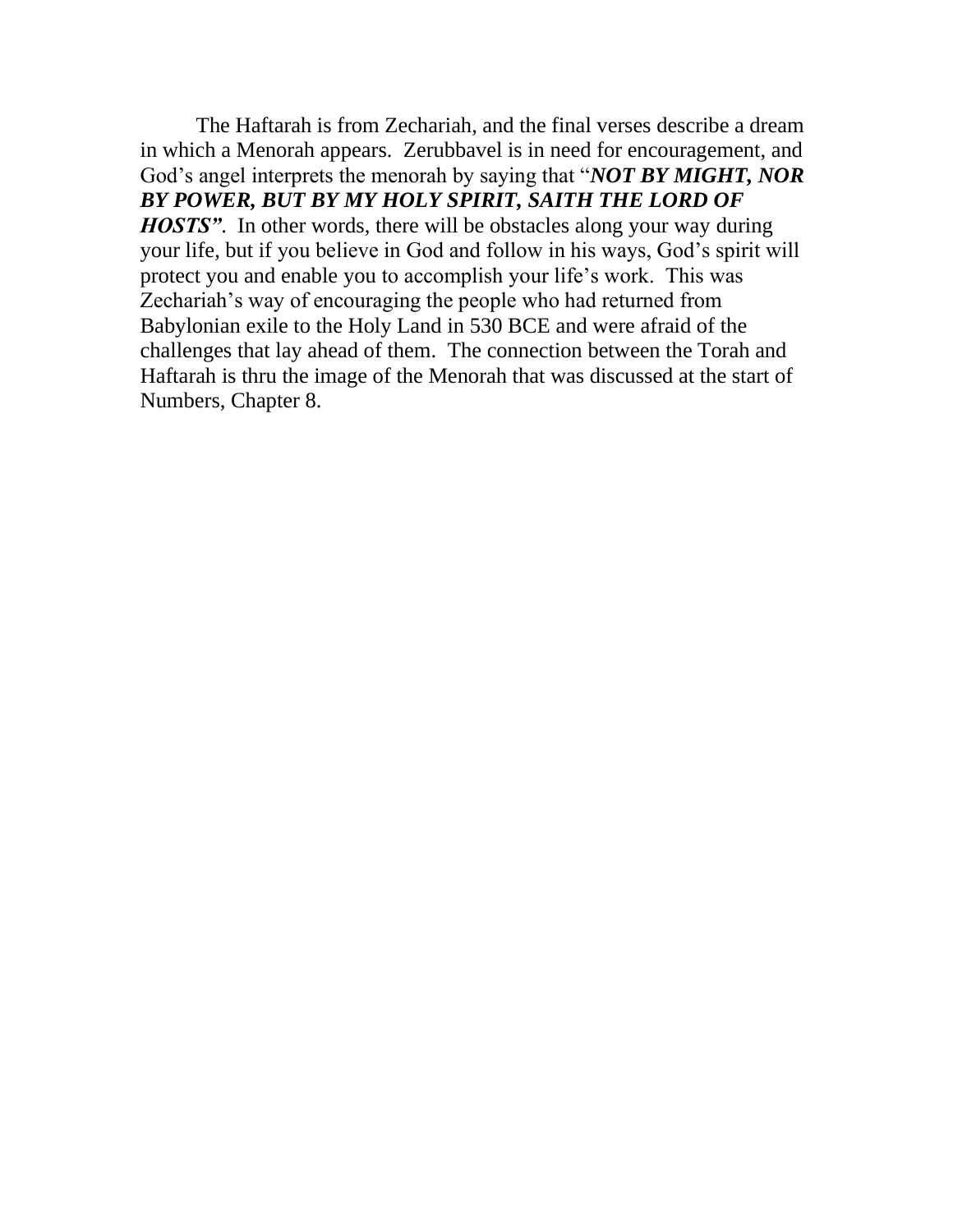The Haftarah is from Zechariah, and the final verses describe a dream in which a Menorah appears. Zerubbavel is in need for encouragement, and God's angel interprets the menorah by saying that "***NOT BY MIGHT, NOR BY POWER, BUT BY MY HOLY SPIRIT, SAITH THE LORD OF HOSTS"***. In other words, there will be obstacles along your way during your life, but if you believe in God and follow in his ways, God's spirit will protect you and enable you to accomplish your life's work. This was Zechariah's way of encouraging the people who had returned from Babylonian exile to the Holy Land in 530 BCE and were afraid of the challenges that lay ahead of them. The connection between the Torah and Haftarah is thru the image of the Menorah that was discussed at the start of Numbers, Chapter 8.